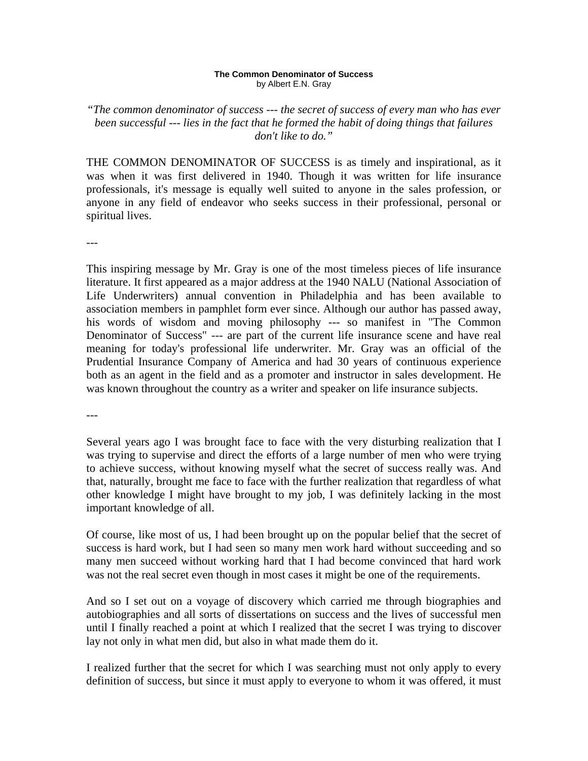**The Common Denominator of Success**
by Albert E.N. Gray

*"The common denominator of success --- the secret of success of every man who has ever been successful --- lies in the fact that he formed the habit of doing things that failures don't like to do."*

THE COMMON DENOMINATOR OF SUCCESS is as timely and inspirational, as it was when it was first delivered in 1940. Though it was written for life insurance professionals, it's message is equally well suited to anyone in the sales profession, or anyone in any field of endeavor who seeks success in their professional, personal or spiritual lives.

---

This inspiring message by Mr. Gray is one of the most timeless pieces of life insurance literature. It first appeared as a major address at the 1940 NALU (National Association of Life Underwriters) annual convention in Philadelphia and has been available to association members in pamphlet form ever since. Although our author has passed away, his words of wisdom and moving philosophy --- so manifest in "The Common Denominator of Success" --- are part of the current life insurance scene and have real meaning for today's professional life underwriter. Mr. Gray was an official of the Prudential Insurance Company of America and had 30 years of continuous experience both as an agent in the field and as a promoter and instructor in sales development. He was known throughout the country as a writer and speaker on life insurance subjects.

---

Several years ago I was brought face to face with the very disturbing realization that I was trying to supervise and direct the efforts of a large number of men who were trying to achieve success, without knowing myself what the secret of success really was. And that, naturally, brought me face to face with the further realization that regardless of what other knowledge I might have brought to my job, I was definitely lacking in the most important knowledge of all.

Of course, like most of us, I had been brought up on the popular belief that the secret of success is hard work, but I had seen so many men work hard without succeeding and so many men succeed without working hard that I had become convinced that hard work was not the real secret even though in most cases it might be one of the requirements.

And so I set out on a voyage of discovery which carried me through biographies and autobiographies and all sorts of dissertations on success and the lives of successful men until I finally reached a point at which I realized that the secret I was trying to discover lay not only in what men did, but also in what made them do it.

I realized further that the secret for which I was searching must not only apply to every definition of success, but since it must apply to everyone to whom it was offered, it must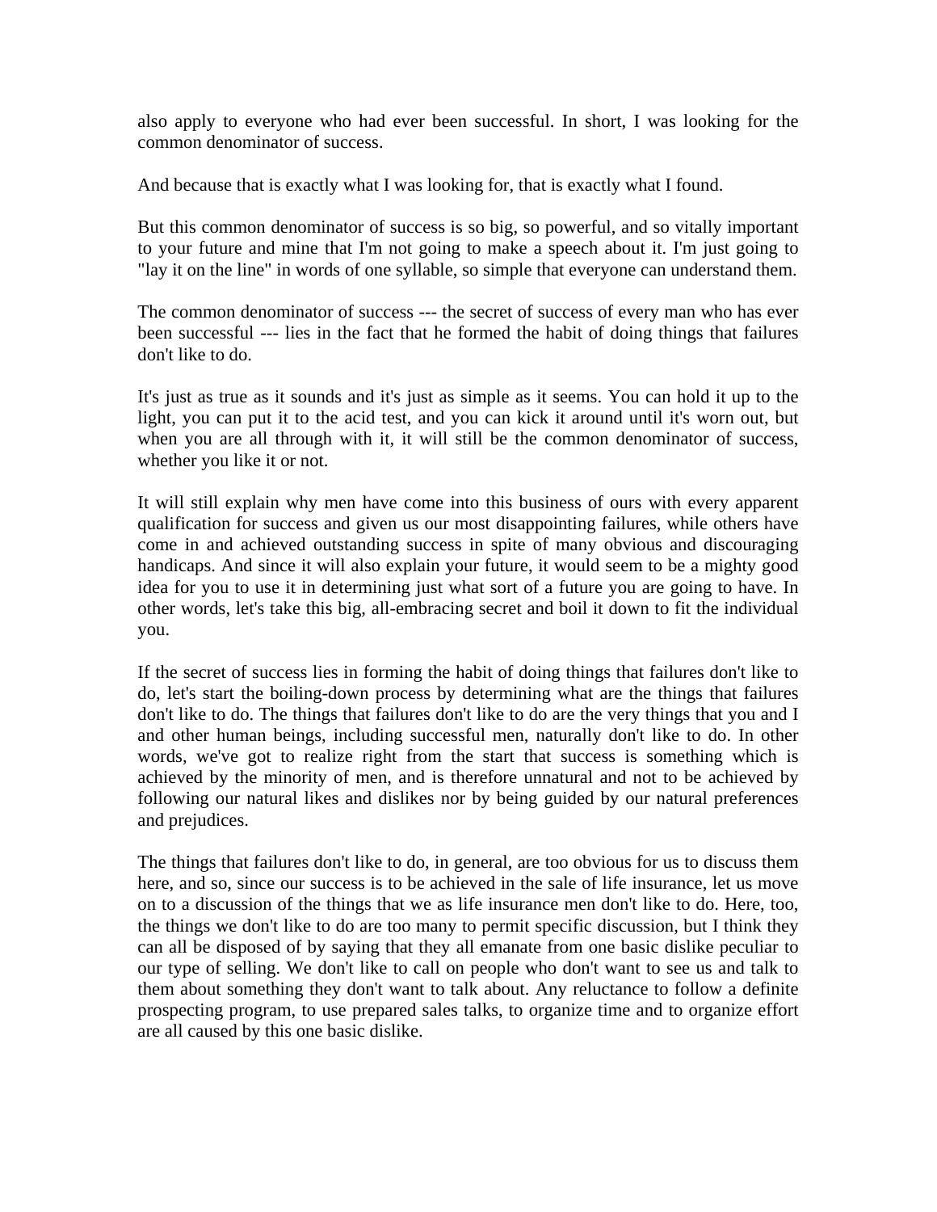also apply to everyone who had ever been successful. In short, I was looking for the common denominator of success.

And because that is exactly what I was looking for, that is exactly what I found.

But this common denominator of success is so big, so powerful, and so vitally important to your future and mine that I'm not going to make a speech about it. I'm just going to "lay it on the line" in words of one syllable, so simple that everyone can understand them.

The common denominator of success --- the secret of success of every man who has ever been successful --- lies in the fact that he formed the habit of doing things that failures don't like to do.

It's just as true as it sounds and it's just as simple as it seems. You can hold it up to the light, you can put it to the acid test, and you can kick it around until it's worn out, but when you are all through with it, it will still be the common denominator of success, whether you like it or not.

It will still explain why men have come into this business of ours with every apparent qualification for success and given us our most disappointing failures, while others have come in and achieved outstanding success in spite of many obvious and discouraging handicaps. And since it will also explain your future, it would seem to be a mighty good idea for you to use it in determining just what sort of a future you are going to have. In other words, let's take this big, all-embracing secret and boil it down to fit the individual you.

If the secret of success lies in forming the habit of doing things that failures don't like to do, let's start the boiling-down process by determining what are the things that failures don't like to do. The things that failures don't like to do are the very things that you and I and other human beings, including successful men, naturally don't like to do. In other words, we've got to realize right from the start that success is something which is achieved by the minority of men, and is therefore unnatural and not to be achieved by following our natural likes and dislikes nor by being guided by our natural preferences and prejudices.

The things that failures don't like to do, in general, are too obvious for us to discuss them here, and so, since our success is to be achieved in the sale of life insurance, let us move on to a discussion of the things that we as life insurance men don't like to do. Here, too, the things we don't like to do are too many to permit specific discussion, but I think they can all be disposed of by saying that they all emanate from one basic dislike peculiar to our type of selling. We don't like to call on people who don't want to see us and talk to them about something they don't want to talk about. Any reluctance to follow a definite prospecting program, to use prepared sales talks, to organize time and to organize effort are all caused by this one basic dislike.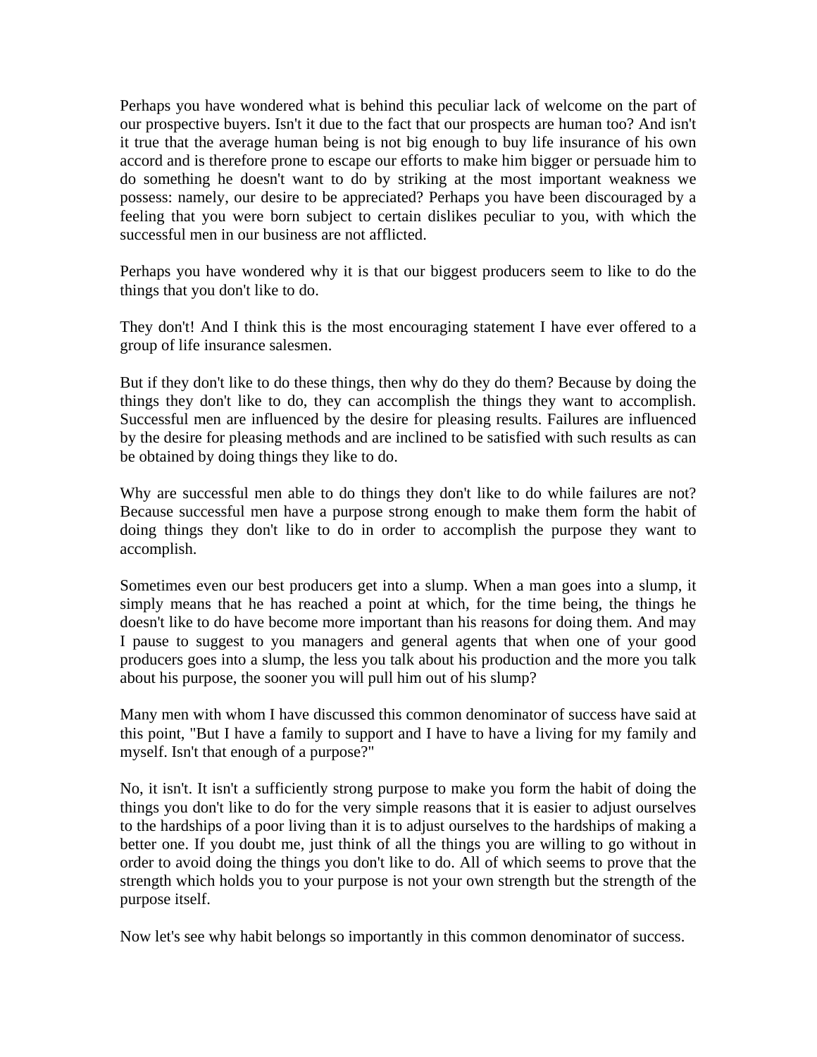Perhaps you have wondered what is behind this peculiar lack of welcome on the part of our prospective buyers. Isn't it due to the fact that our prospects are human too? And isn't it true that the average human being is not big enough to buy life insurance of his own accord and is therefore prone to escape our efforts to make him bigger or persuade him to do something he doesn't want to do by striking at the most important weakness we possess: namely, our desire to be appreciated? Perhaps you have been discouraged by a feeling that you were born subject to certain dislikes peculiar to you, with which the successful men in our business are not afflicted.

Perhaps you have wondered why it is that our biggest producers seem to like to do the things that you don't like to do.

They don't! And I think this is the most encouraging statement I have ever offered to a group of life insurance salesmen.

But if they don't like to do these things, then why do they do them? Because by doing the things they don't like to do, they can accomplish the things they want to accomplish. Successful men are influenced by the desire for pleasing results. Failures are influenced by the desire for pleasing methods and are inclined to be satisfied with such results as can be obtained by doing things they like to do.

Why are successful men able to do things they don't like to do while failures are not? Because successful men have a purpose strong enough to make them form the habit of doing things they don't like to do in order to accomplish the purpose they want to accomplish.

Sometimes even our best producers get into a slump. When a man goes into a slump, it simply means that he has reached a point at which, for the time being, the things he doesn't like to do have become more important than his reasons for doing them. And may I pause to suggest to you managers and general agents that when one of your good producers goes into a slump, the less you talk about his production and the more you talk about his purpose, the sooner you will pull him out of his slump?

Many men with whom I have discussed this common denominator of success have said at this point, "But I have a family to support and I have to have a living for my family and myself. Isn't that enough of a purpose?"

No, it isn't. It isn't a sufficiently strong purpose to make you form the habit of doing the things you don't like to do for the very simple reasons that it is easier to adjust ourselves to the hardships of a poor living than it is to adjust ourselves to the hardships of making a better one. If you doubt me, just think of all the things you are willing to go without in order to avoid doing the things you don't like to do. All of which seems to prove that the strength which holds you to your purpose is not your own strength but the strength of the purpose itself.

Now let's see why habit belongs so importantly in this common denominator of success.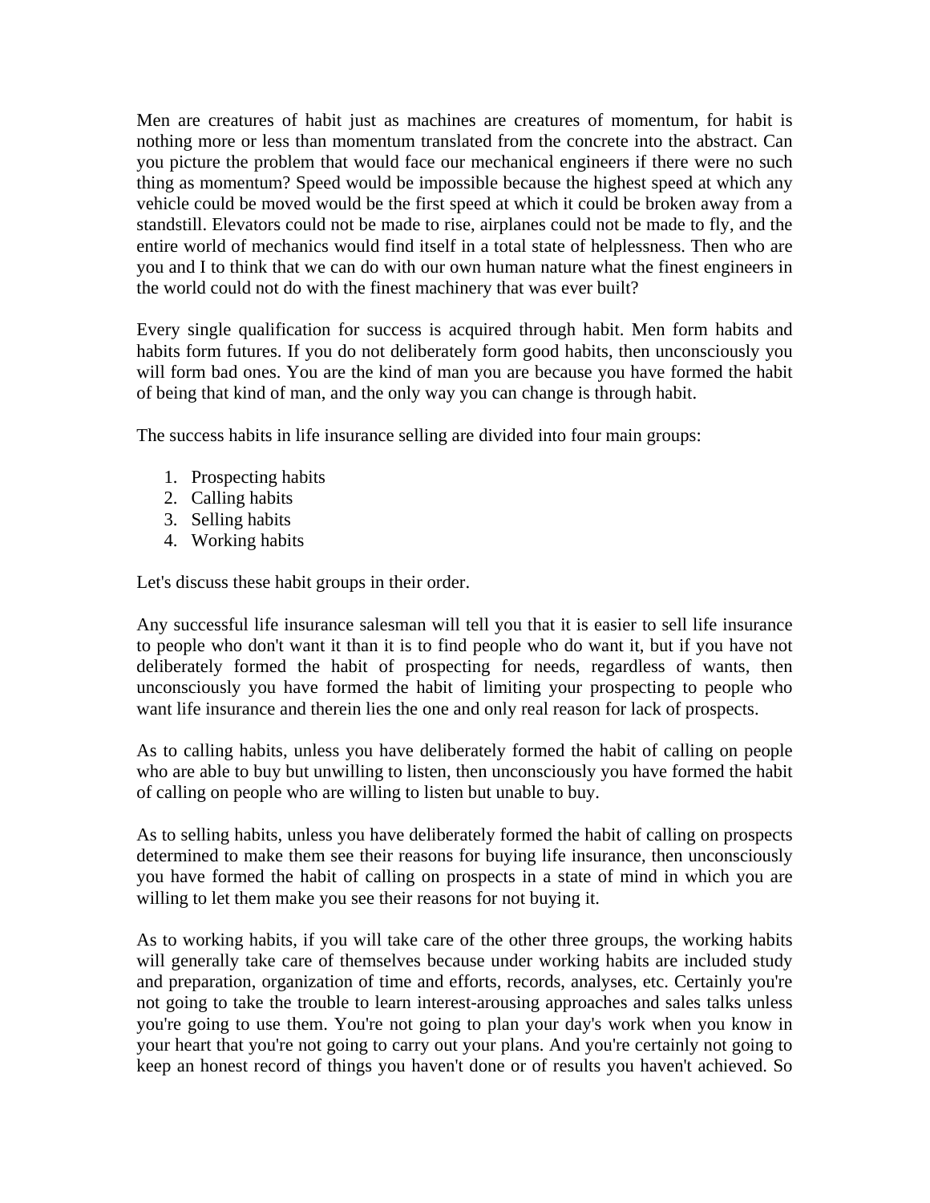Men are creatures of habit just as machines are creatures of momentum, for habit is nothing more or less than momentum translated from the concrete into the abstract. Can you picture the problem that would face our mechanical engineers if there were no such thing as momentum? Speed would be impossible because the highest speed at which any vehicle could be moved would be the first speed at which it could be broken away from a standstill. Elevators could not be made to rise, airplanes could not be made to fly, and the entire world of mechanics would find itself in a total state of helplessness. Then who are you and I to think that we can do with our own human nature what the finest engineers in the world could not do with the finest machinery that was ever built?

Every single qualification for success is acquired through habit. Men form habits and habits form futures. If you do not deliberately form good habits, then unconsciously you will form bad ones. You are the kind of man you are because you have formed the habit of being that kind of man, and the only way you can change is through habit.

The success habits in life insurance selling are divided into four main groups:

1. Prospecting habits
2. Calling habits
3. Selling habits
4. Working habits

Let's discuss these habit groups in their order.

Any successful life insurance salesman will tell you that it is easier to sell life insurance to people who don't want it than it is to find people who do want it, but if you have not deliberately formed the habit of prospecting for needs, regardless of wants, then unconsciously you have formed the habit of limiting your prospecting to people who want life insurance and therein lies the one and only real reason for lack of prospects.

As to calling habits, unless you have deliberately formed the habit of calling on people who are able to buy but unwilling to listen, then unconsciously you have formed the habit of calling on people who are willing to listen but unable to buy.

As to selling habits, unless you have deliberately formed the habit of calling on prospects determined to make them see their reasons for buying life insurance, then unconsciously you have formed the habit of calling on prospects in a state of mind in which you are willing to let them make you see their reasons for not buying it.

As to working habits, if you will take care of the other three groups, the working habits will generally take care of themselves because under working habits are included study and preparation, organization of time and efforts, records, analyses, etc. Certainly you're not going to take the trouble to learn interest-arousing approaches and sales talks unless you're going to use them. You're not going to plan your day's work when you know in your heart that you're not going to carry out your plans. And you're certainly not going to keep an honest record of things you haven't done or of results you haven't achieved. So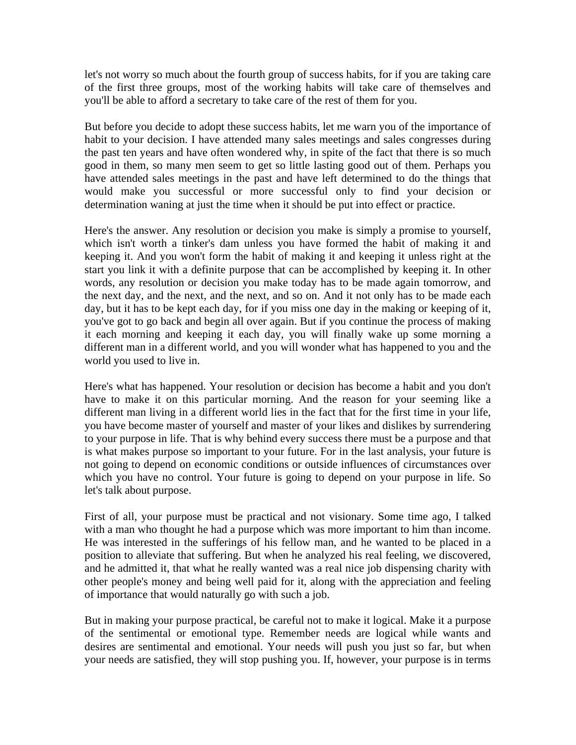let's not worry so much about the fourth group of success habits, for if you are taking care of the first three groups, most of the working habits will take care of themselves and you'll be able to afford a secretary to take care of the rest of them for you.

But before you decide to adopt these success habits, let me warn you of the importance of habit to your decision. I have attended many sales meetings and sales congresses during the past ten years and have often wondered why, in spite of the fact that there is so much good in them, so many men seem to get so little lasting good out of them. Perhaps you have attended sales meetings in the past and have left determined to do the things that would make you successful or more successful only to find your decision or determination waning at just the time when it should be put into effect or practice.

Here's the answer. Any resolution or decision you make is simply a promise to yourself, which isn't worth a tinker's dam unless you have formed the habit of making it and keeping it. And you won't form the habit of making it and keeping it unless right at the start you link it with a definite purpose that can be accomplished by keeping it. In other words, any resolution or decision you make today has to be made again tomorrow, and the next day, and the next, and the next, and so on. And it not only has to be made each day, but it has to be kept each day, for if you miss one day in the making or keeping of it, you've got to go back and begin all over again. But if you continue the process of making it each morning and keeping it each day, you will finally wake up some morning a different man in a different world, and you will wonder what has happened to you and the world you used to live in.

Here's what has happened. Your resolution or decision has become a habit and you don't have to make it on this particular morning. And the reason for your seeming like a different man living in a different world lies in the fact that for the first time in your life, you have become master of yourself and master of your likes and dislikes by surrendering to your purpose in life. That is why behind every success there must be a purpose and that is what makes purpose so important to your future. For in the last analysis, your future is not going to depend on economic conditions or outside influences of circumstances over which you have no control. Your future is going to depend on your purpose in life. So let's talk about purpose.

First of all, your purpose must be practical and not visionary. Some time ago, I talked with a man who thought he had a purpose which was more important to him than income. He was interested in the sufferings of his fellow man, and he wanted to be placed in a position to alleviate that suffering. But when he analyzed his real feeling, we discovered, and he admitted it, that what he really wanted was a real nice job dispensing charity with other people's money and being well paid for it, along with the appreciation and feeling of importance that would naturally go with such a job.

But in making your purpose practical, be careful not to make it logical. Make it a purpose of the sentimental or emotional type. Remember needs are logical while wants and desires are sentimental and emotional. Your needs will push you just so far, but when your needs are satisfied, they will stop pushing you. If, however, your purpose is in terms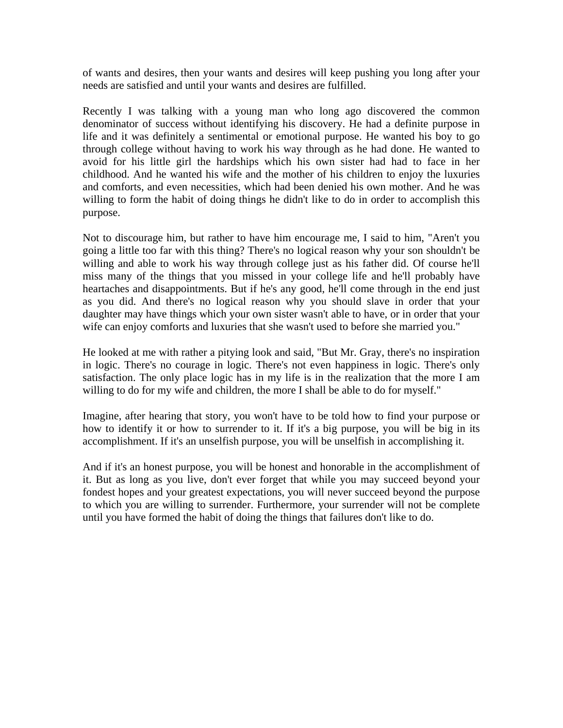of wants and desires, then your wants and desires will keep pushing you long after your needs are satisfied and until your wants and desires are fulfilled.

Recently I was talking with a young man who long ago discovered the common denominator of success without identifying his discovery. He had a definite purpose in life and it was definitely a sentimental or emotional purpose. He wanted his boy to go through college without having to work his way through as he had done. He wanted to avoid for his little girl the hardships which his own sister had had to face in her childhood. And he wanted his wife and the mother of his children to enjoy the luxuries and comforts, and even necessities, which had been denied his own mother. And he was willing to form the habit of doing things he didn't like to do in order to accomplish this purpose.

Not to discourage him, but rather to have him encourage me, I said to him, "Aren't you going a little too far with this thing? There's no logical reason why your son shouldn't be willing and able to work his way through college just as his father did. Of course he'll miss many of the things that you missed in your college life and he'll probably have heartaches and disappointments. But if he's any good, he'll come through in the end just as you did. And there's no logical reason why you should slave in order that your daughter may have things which your own sister wasn't able to have, or in order that your wife can enjoy comforts and luxuries that she wasn't used to before she married you."

He looked at me with rather a pitying look and said, "But Mr. Gray, there's no inspiration in logic. There's no courage in logic. There's not even happiness in logic. There's only satisfaction. The only place logic has in my life is in the realization that the more I am willing to do for my wife and children, the more I shall be able to do for myself."

Imagine, after hearing that story, you won't have to be told how to find your purpose or how to identify it or how to surrender to it. If it's a big purpose, you will be big in its accomplishment. If it's an unselfish purpose, you will be unselfish in accomplishing it.

And if it's an honest purpose, you will be honest and honorable in the accomplishment of it. But as long as you live, don't ever forget that while you may succeed beyond your fondest hopes and your greatest expectations, you will never succeed beyond the purpose to which you are willing to surrender. Furthermore, your surrender will not be complete until you have formed the habit of doing the things that failures don't like to do.